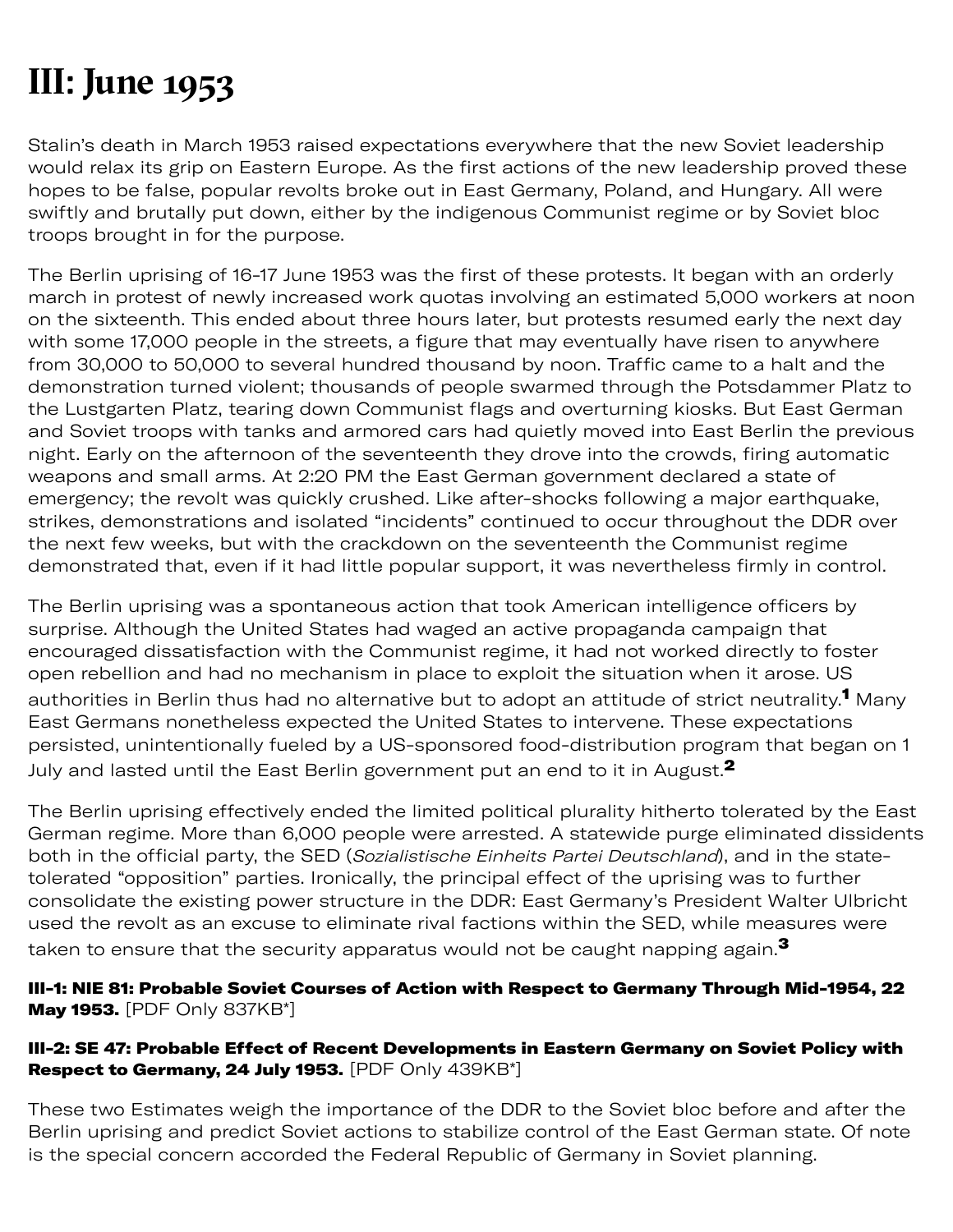# III: June 1953

Stalin's death in March 1953 raised expectations everywhere that the new Soviet leadership would relax its grip on Eastern Europe. As the first actions of the new leadership proved these hopes to be false, popular revolts broke out in East Germany, Poland, and Hungary. All were swiftly and brutally put down, either by the indigenous Communist regime or by Soviet bloc troops brought in for the purpose.

The Berlin uprising of 16-17 June 1953 was the first of these protests. It began with an orderly march in protest of newly increased work quotas involving an estimated 5,000 workers at noon on the sixteenth. This ended about three hours later, but protests resumed early the next day with some 17,000 people in the streets, a figure that may eventually have risen to anywhere from 30,000 to 50,000 to several hundred thousand by noon. Traffic came to a halt and the demonstration turned violent; thousands of people swarmed through the Potsdammer Platz to the Lustgarten Platz, tearing down Communist flags and overturning kiosks. But East German and Soviet troops with tanks and armored cars had quietly moved into East Berlin the previous night. Early on the afternoon of the seventeenth they drove into the crowds, firing automatic weapons and small arms. At 2:20 PM the East German government declared a state of emergency; the revolt was quickly crushed. Like after-shocks following a major earthquake, strikes, demonstrations and isolated "incidents" continued to occur throughout the DDR over the next few weeks, but with the crackdown on the seventeenth the Communist regime demonstrated that, even if it had little popular support, it was nevertheless firmly in control.

The Berlin uprising was a spontaneous action that took American intelligence officers by surprise. Although the United States had waged an active propaganda campaign that encouraged dissatisfaction with the Communist regime, it had not worked directly to foster open rebellion and had no mechanism in place to exploit the situation when it arose. US authorities in Berlin thus had no alternative but to adopt an attitude of strict neutrality.[1] Many East Germans nonetheless expected the United States to intervene. These expectations persisted, unintentionally fueled by a US-sponsored food-distribution program that began on 1 July and lasted until the East Berlin government put an end to it in August.[2]

The Berlin uprising effectively ended the limited political plurality hitherto tolerated by the East German regime. More than 6,000 people were arrested. A statewide purge eliminated dissidents both in the official party, the SED (*Sozialistische Einheits Partei Deutschland*), and in the state-tolerated "opposition" parties. Ironically, the principal effect of the uprising was to further consolidate the existing power structure in the DDR: East Germany's President Walter Ulbricht used the revolt as an excuse to eliminate rival factions within the SED, while measures were taken to ensure that the security apparatus would not be caught napping again.[3]

**III-1: NIE 81: Probable Soviet Courses of Action with Respect to Germany Through Mid-1954, 22 May 1953.** [PDF Only 837KB*]

**III-2: SE 47: Probable Effect of Recent Developments in Eastern Germany on Soviet Policy with Respect to Germany, 24 July 1953.** [PDF Only 439KB*]

These two Estimates weigh the importance of the DDR to the Soviet bloc before and after the Berlin uprising and predict Soviet actions to stabilize control of the East German state. Of note is the special concern accorded the Federal Republic of Germany in Soviet planning.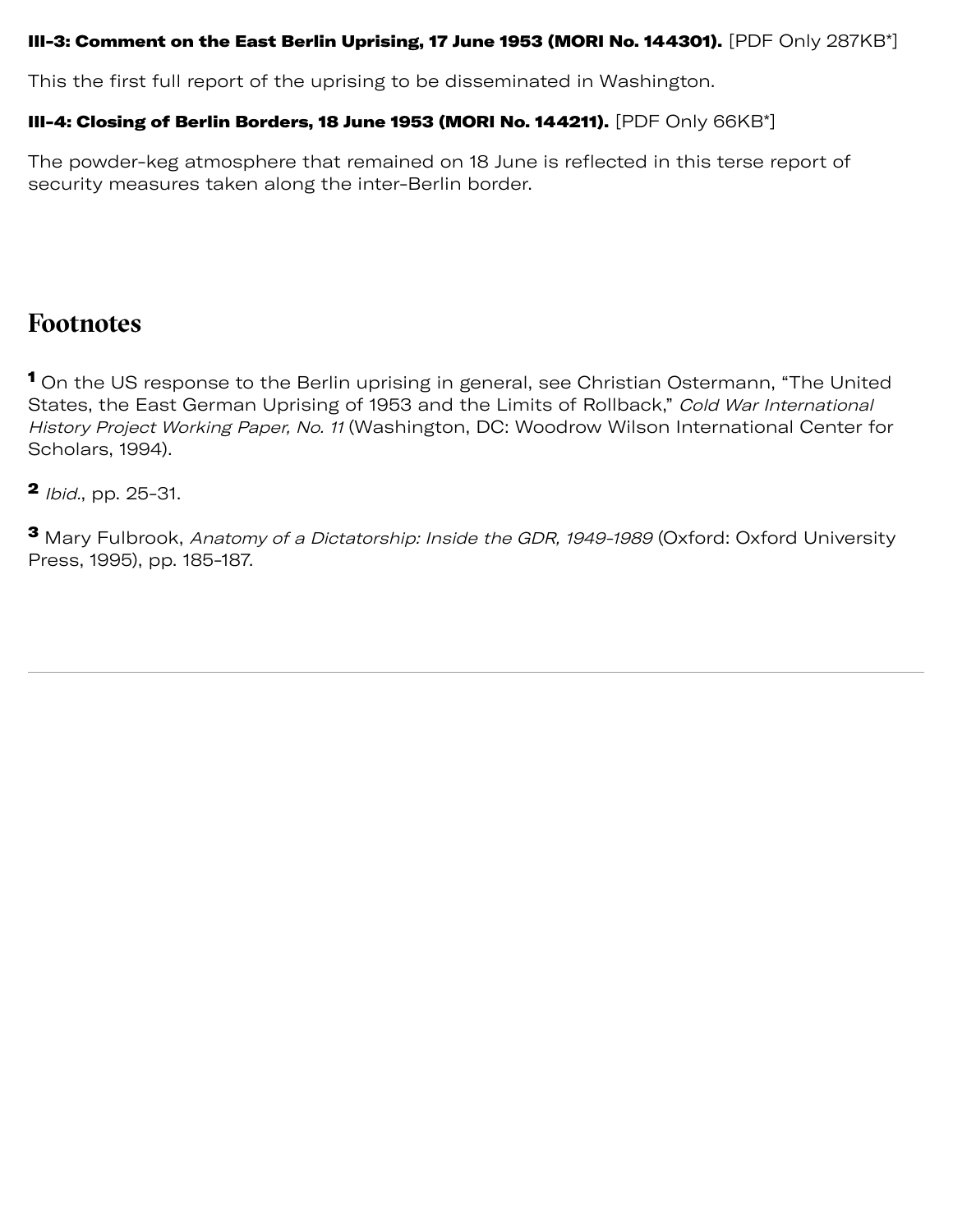**III-3: Comment on the East Berlin Uprising, 17 June 1953 (MORI No. 144301).** [PDF Only 287KB*]

This the first full report of the uprising to be disseminated in Washington.

**III-4: Closing of Berlin Borders, 18 June 1953 (MORI No. 144211).** [PDF Only 66KB*]

The powder-keg atmosphere that remained on 18 June is reflected in this terse report of security measures taken along the inter-Berlin border.

## Footnotes

[1] On the US response to the Berlin uprising in general, see Christian Ostermann, "The United States, the East German Uprising of 1953 and the Limits of Rollback," *Cold War International History Project Working Paper, No. 11* (Washington, DC: Woodrow Wilson International Center for Scholars, 1994).

[2] *Ibid.*, pp. 25-31.

[3] Mary Fulbrook, *Anatomy of a Dictatorship: Inside the GDR, 1949-1989* (Oxford: Oxford University Press, 1995), pp. 185-187.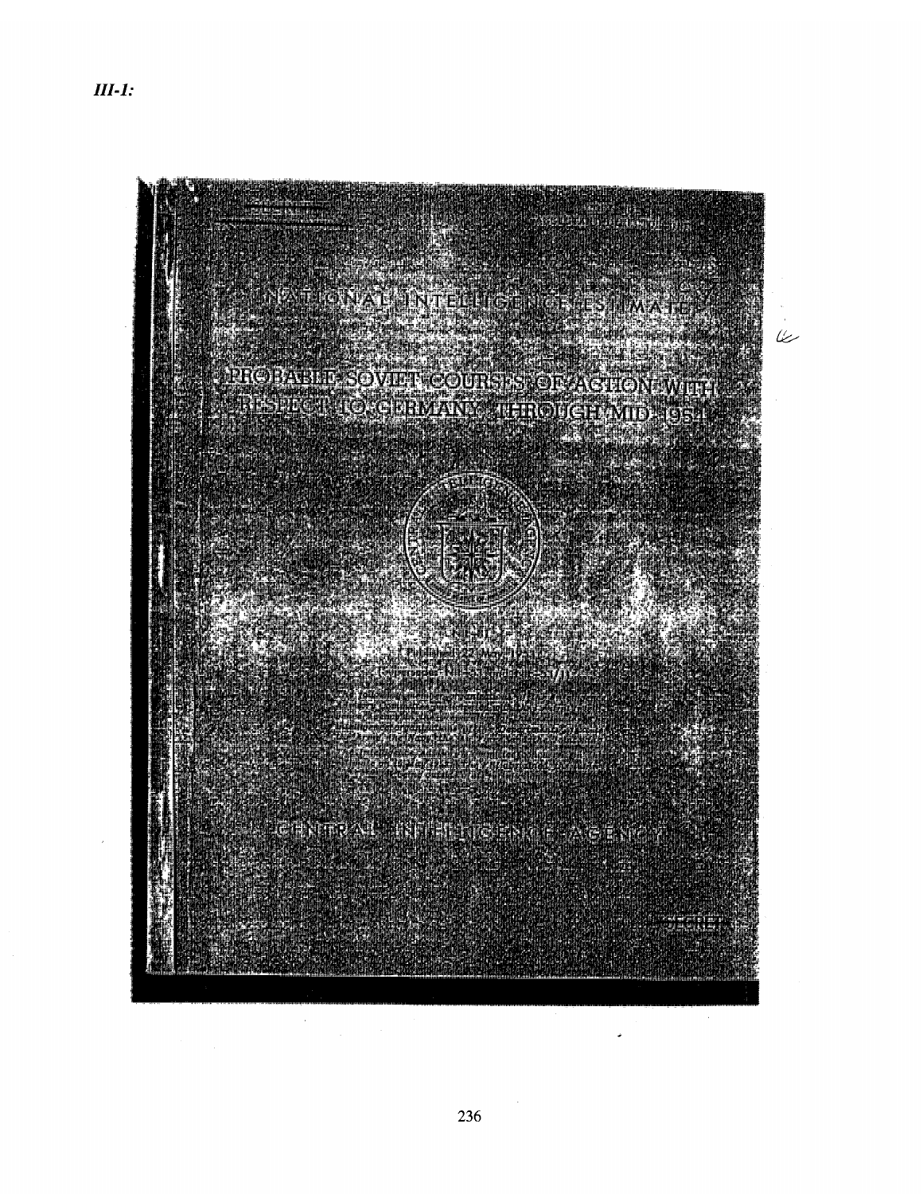*III-1:*

NATIONAL INTELLIGENCE ESTIMATE

PROBABLE SOVIET COURSES OF ACTION WITH RESPECT TO GERMANY THROUGH MID-1954

CENTRAL INTELLIGENCE AGENCY

SECRET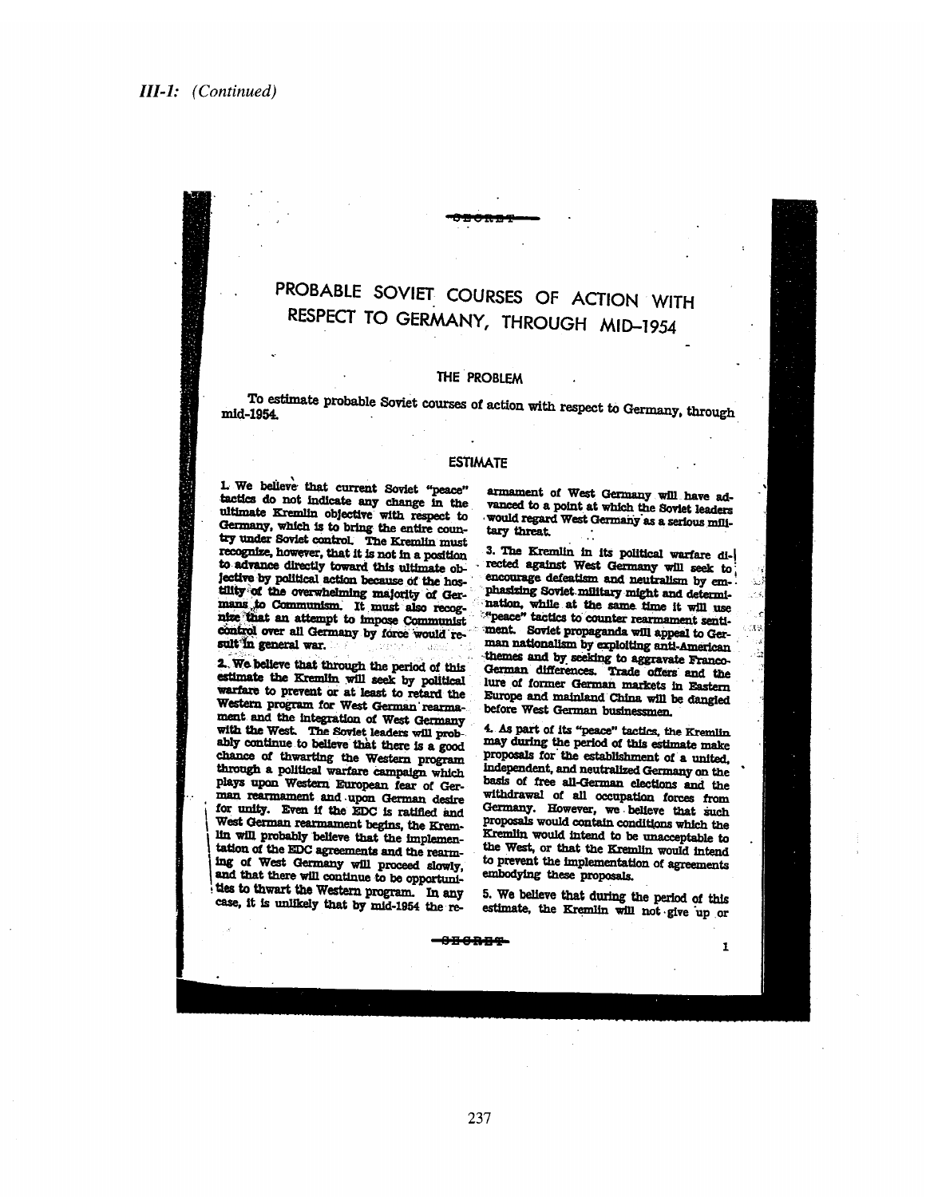*III-1: (Continued)*

SECRET

# PROBABLE SOVIET COURSES OF ACTION WITH RESPECT TO GERMANY, THROUGH MID-1954

## THE PROBLEM

To estimate probable Soviet courses of action with respect to Germany, through mid-1954.

## ESTIMATE

1. We believe that current Soviet "peace" tactics do not indicate any change in the ultimate Kremlin objective with respect to Germany, which is to bring the entire country under Soviet control. The Kremlin must recognize, however, that it is not in a position to advance directly toward this ultimate objective by political action because of the hostility of the overwhelming majority of Germans to Communism. It must also recognize that an attempt to impose Communist control over all Germany by force would result in general war.

2. We believe that through the period of this estimate the Kremlin will seek by political warfare to prevent or at least to retard the Western program for West German rearmament and the integration of West Germany with the West. The Soviet leaders will probably continue to believe that there is a good chance of thwarting the Western program through a political warfare campaign which plays upon Western European fear of German rearmament and upon German desire for unity. Even if the EDC is ratified and West German rearmament begins, the Kremlin will probably believe that the implementation of the EDC agreements and the rearming of West Germany will proceed slowly, and that there will continue to be opportunities to thwart the Western program. In any case, it is unlikely that by mid-1954 the rearmament of West Germany will have advanced to a point at which the Soviet leaders would regard West Germany as a serious military threat.

3. The Kremlin in its political warfare directed against West Germany will seek to encourage defeatism and neutralism by emphasizing Soviet military might and determination, while at the same time it will use "peace" tactics to counter rearmament sentiment. Soviet propaganda will appeal to German nationalism by exploiting anti-American themes and by seeking to aggravate Franco-German differences. Trade offers and the lure of former German markets in Eastern Europe and mainland China will be dangled before West German businessmen.

4. As part of its "peace" tactics, the Kremlin may during the period of this estimate make proposals for the establishment of a united, independent, and neutralized Germany on the basis of free all-German elections and the withdrawal of all occupation forces from Germany. However, we believe that such proposals would contain conditions which the Kremlin would intend to be unacceptable to the West, or that the Kremlin would intend to prevent the implementation of agreements embodying these proposals.

5. We believe that during the period of this estimate, the Kremlin will not give up or

SECRET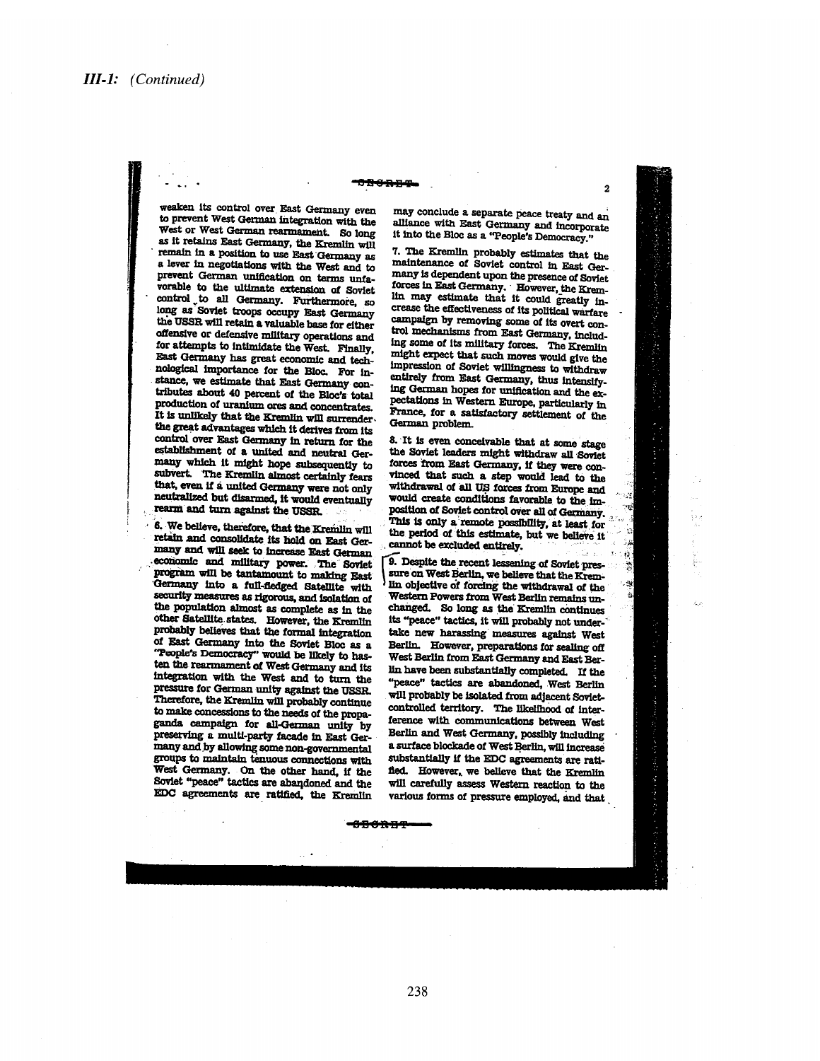*III-1: (Continued)*

SECRET

weaken its control over East Germany even to prevent West German integration with the West or West German rearmament. So long as it retains East Germany, the Kremlin will remain in a position to use East Germany as a lever in negotiations with the West and to prevent German unification on terms unfavorable to the ultimate extension of Soviet control to all Germany. Furthermore, so long as Soviet troops occupy East Germany the USSR will retain a valuable base for either offensive or defensive military operations and for attempts to intimidate the West. Finally, East Germany has great economic and technological importance for the Bloc. For instance, we estimate that East Germany contributes about 40 percent of the Bloc's total production of uranium ores and concentrates. It is unlikely that the Kremlin will surrender the great advantages which it derives from its control over East Germany in return for the establishment of a united and neutral Germany which it might hope subsequently to subvert. The Kremlin almost certainly fears that, even if a united Germany were not only neutralized but disarmed, it would eventually rearm and turn against the USSR.

6. We believe, therefore, that the Kremlin will retain and consolidate its hold on East Germany and will seek to increase East German economic and military power. The Soviet program will be tantamount to making East Germany into a full-fledged Satellite with security measures as rigorous, and isolation of the population almost as complete as in the other Satellite states. However, the Kremlin probably believes that the formal integration of East Germany into the Soviet Bloc as a "People's Democracy" would be likely to hasten the rearmament of West Germany and its integration with the West and to turn the pressure for German unity against the USSR. Therefore, the Kremlin will probably continue to make concessions to the needs of the propaganda campaign for all-German unity by preserving a multi-party facade in East Germany and by allowing some non-governmental groups to maintain tenuous connections with West Germany. On the other hand, if the Soviet "peace" tactics are abandoned and the EDC agreements are ratified, the Kremlin may conclude a separate peace treaty and an alliance with East Germany and incorporate it into the Bloc as a "People's Democracy."

7. The Kremlin probably estimates that the maintenance of Soviet control in East Germany is dependent upon the presence of Soviet forces in East Germany. However, the Kremlin may estimate that it could greatly increase the effectiveness of its political warfare campaign by removing some of its overt control mechanisms from East Germany, including some of its military forces. The Kremlin might expect that such moves would give the impression of Soviet willingness to withdraw entirely from East Germany, thus intensifying German hopes for unification and the expectations in Western Europe, particularly in France, for a satisfactory settlement of the German problem.

8. It is even conceivable that at some stage the Soviet leaders might withdraw all Soviet forces from East Germany, if they were convinced that such a step would lead to the withdrawal of all US forces from Europe and would create conditions favorable to the imposition of Soviet control over all of Germany. This is only a remote possibility, at least for the period of this estimate, but we believe it cannot be excluded entirely.

9. Despite the recent lessening of Soviet pressure on West Berlin, we believe that the Kremlin objective of forcing the withdrawal of the Western Powers from West Berlin remains unchanged. So long as the Kremlin continues its "peace" tactics, it will probably not undertake new harassing measures against West Berlin. However, preparations for sealing off West Berlin from East Germany and East Berlin have been substantially completed. If the "peace" tactics are abandoned, West Berlin will probably be isolated from adjacent Soviet-controlled territory. The likelihood of interference with communications between West Berlin and West Germany, possibly including a surface blockade of West Berlin, will increase substantially if the EDC agreements are ratified. However, we believe that the Kremlin will carefully assess Western reaction to the various forms of pressure employed, and that

SECRET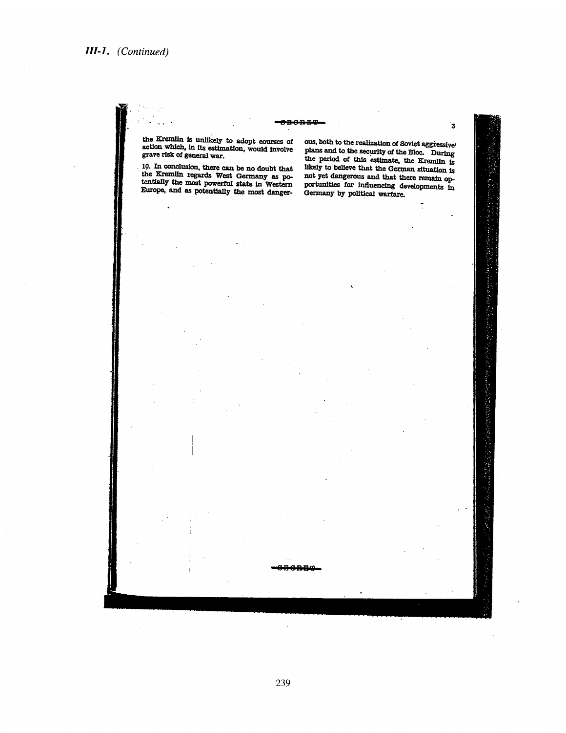*III-1. (Continued)*

SECRET

the Kremlin is unlikely to adopt courses of action which, in its estimation, would involve grave risk of general war.

10. In conclusion, there can be no doubt that the Kremlin regards West Germany as potentially the most powerful state in Western Europe, and as potentially the most dangerous, both to the realization of Soviet aggressive plans and to the security of the Bloc. During the period of this estimate, the Kremlin is likely to believe that the German situation is not yet dangerous and that there remain opportunities for influencing developments in Germany by political warfare.

SECRET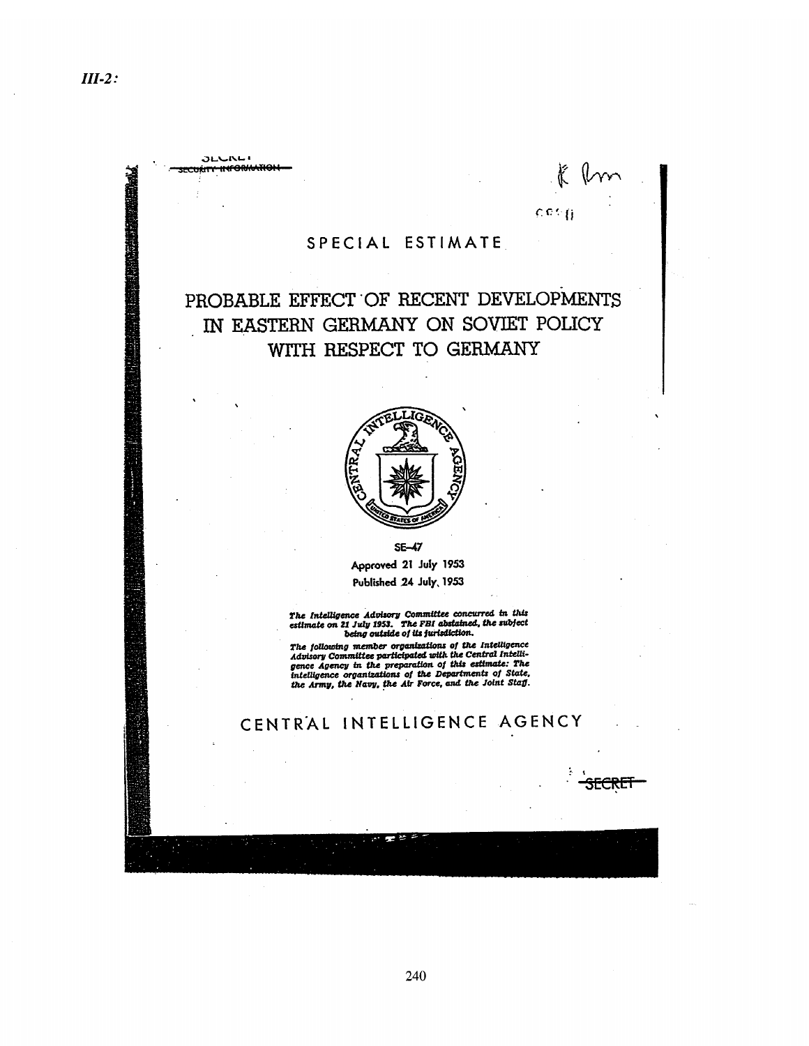*III-2:*

SECRET
SECURITY INFORMATION

SPECIAL ESTIMATE

# PROBABLE EFFECT OF RECENT DEVELOPMENTS IN EASTERN GERMANY ON SOVIET POLICY WITH RESPECT TO GERMANY

SE-47

Approved 21 July 1953

Published 24 July, 1953

*The Intelligence Advisory Committee concurred in this estimate on 21 July 1953. The FBI abstained, the subject being outside of its jurisdiction.*

*The following member organizations of the Intelligence Advisory Committee participated with the Central Intelligence Agency in the preparation of this estimate: The intelligence organizations of the Departments of State, the Army, the Navy, the Air Force, and the Joint Staff.*

CENTRAL INTELLIGENCE AGENCY

SECRET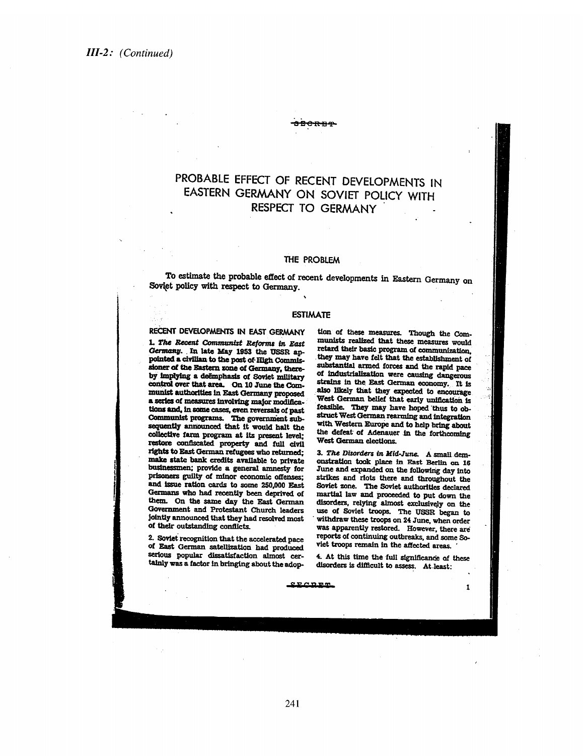*III-2: (Continued)*

SECRET

# PROBABLE EFFECT OF RECENT DEVELOPMENTS IN EASTERN GERMANY ON SOVIET POLICY WITH RESPECT TO GERMANY

## THE PROBLEM

To estimate the probable effect of recent developments in Eastern Germany on Soviet policy with respect to Germany.

## ESTIMATE

### RECENT DEVELOPMENTS IN EAST GERMANY

1. ***The Recent Communist Reforms in East Germany.*** In late May 1953 the USSR appointed a civilian to the post of High Commissioner of the Eastern zone of Germany, thereby implying a deëmphasis of Soviet military control over that area. On 10 June the Communist authorities in East Germany proposed a series of measures involving major modifications and, in some cases, even reversals of past Communist programs. The government subsequently announced that it would halt the collective farm program at its present level; restore confiscated property and full civil rights to East German refugees who returned; make state bank credits available to private businessmen; provide a general amnesty for prisoners guilty of minor economic offenses; and issue ration cards to some 250,000 East Germans who had recently been deprived of them. On the same day the East German Government and Protestant Church leaders jointly announced that they had resolved most of their outstanding conflicts.

2. Soviet recognition that the accelerated pace of East German satellization had produced serious popular dissatisfaction almost certainly was a factor in bringing about the adoption of these measures. Though the Communists realized that these measures would retard their basic program of communization, they may have felt that the establishment of substantial armed forces and the rapid pace of industrialization were causing dangerous strains in the East German economy. It is also likely that they expected to encourage West German belief that early unification is feasible. They may have hoped thus to obstruct West German rearming and integration with Western Europe and to help bring about the defeat of Adenauer in the forthcoming West German elections.

3. ***The Disorders in Mid-June.*** A small demonstration took place in East Berlin on 16 June and expanded on the following day into strikes and riots there and throughout the Soviet zone. The Soviet authorities declared martial law and proceeded to put down the disorders, relying almost exclusively on the use of Soviet troops. The USSR began to withdraw these troops on 24 June, when order was apparently restored. However, there are reports of continuing outbreaks, and some Soviet troops remain in the affected areas.

4. At this time the full significance of these disorders is difficult to assess. At least:

SECRET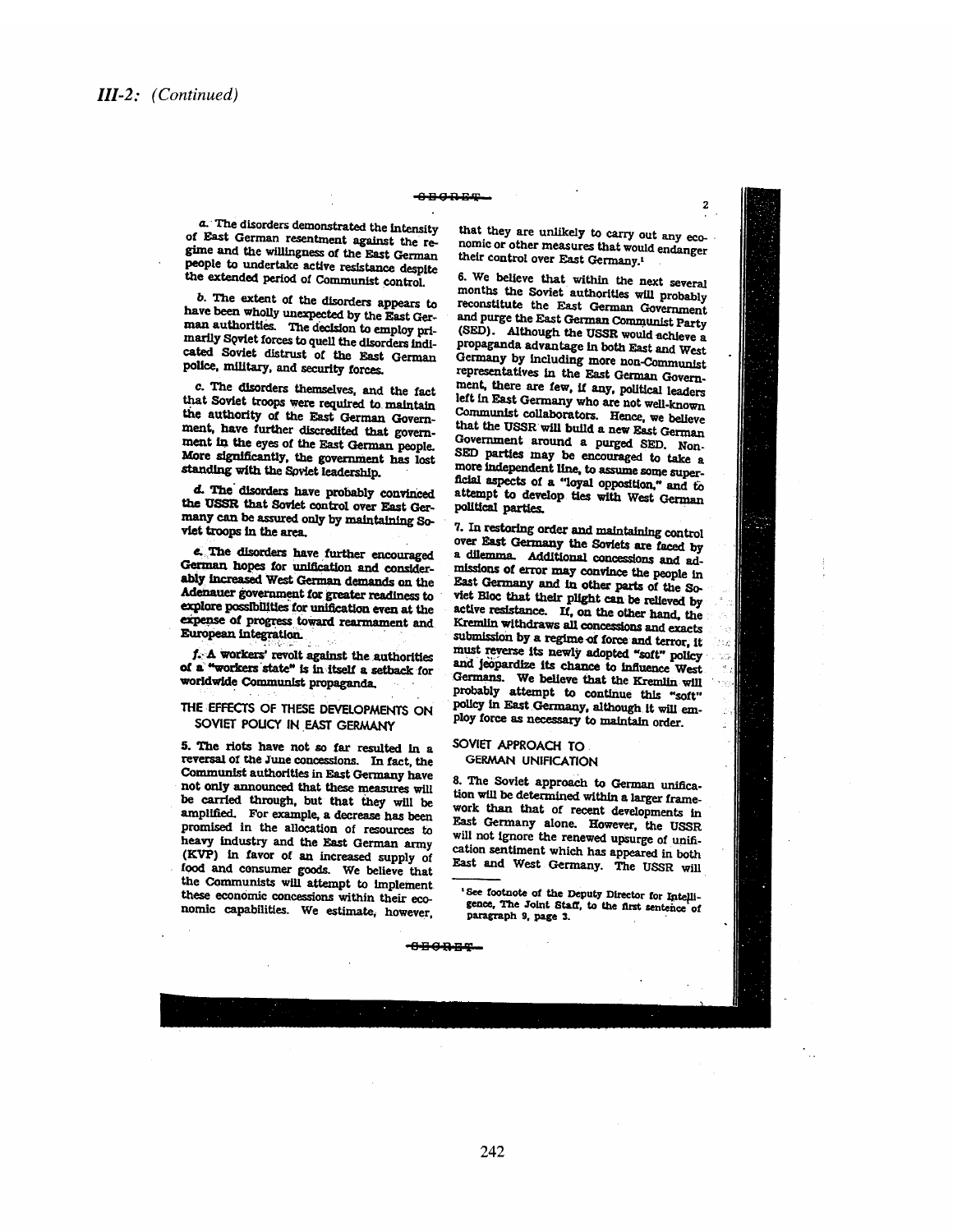*III-2: (Continued)*

SECRET

a. The disorders demonstrated the intensity of East German resentment against the regime and the willingness of the East German people to undertake active resistance despite the extended period of Communist control.

b. The extent of the disorders appears to have been wholly unexpected by the East German authorities. The decision to employ primarily Soviet forces to quell the disorders indicated Soviet distrust of the East German police, military, and security forces.

c. The disorders themselves, and the fact that Soviet troops were required to maintain the authority of the East German Government, have further discredited that government in the eyes of the East German people. More significantly, the government has lost standing with the Soviet leadership.

d. The disorders have probably convinced the USSR that Soviet control over East Germany can be assured only by maintaining Soviet troops in the area.

e. The disorders have further encouraged German hopes for unification and considerably increased West German demands on the Adenauer government for greater readiness to explore possibilities for unification even at the expense of progress toward rearmament and European integration.

f. A workers' revolt against the authorities of a "workers state" is in itself a setback for worldwide Communist propaganda.

## THE EFFECTS OF THESE DEVELOPMENTS ON SOVIET POLICY IN EAST GERMANY

5. The riots have not so far resulted in a reversal of the June concessions. In fact, the Communist authorities in East Germany have not only announced that these measures will be carried through, but that they will be amplified. For example, a decrease has been promised in the allocation of resources to heavy industry and the East German army (KVP) in favor of an increased supply of food and consumer goods. We believe that the Communists will attempt to implement these economic concessions within their economic capabilities. We estimate, however, that they are unlikely to carry out any economic or other measures that would endanger their control over East Germany.[1]

6. We believe that within the next several months the Soviet authorities will probably reconstitute the East German Government and purge the East German Communist Party (SED). Although the USSR would achieve a propaganda advantage in both East and West Germany by including more non-Communist representatives in the East German Government, there are few, if any, political leaders left in East Germany who are not well-known Communist collaborators. Hence, we believe that the USSR will build a new East German Government around a purged SED. Non-SED parties may be encouraged to take a more independent line, to assume some superficial aspects of a "loyal opposition," and to attempt to develop ties with West German political parties.

7. In restoring order and maintaining control over East Germany the Soviets are faced by a dilemma. Additional concessions and admissions of error may convince the people in East Germany and in other parts of the Soviet Bloc that their plight can be relieved by active resistance. If, on the other hand, the Kremlin withdraws all concessions and exacts submission by a regime of force and terror, it must reverse its newly adopted "soft" policy and jeopardize its chance to influence West Germans. We believe that the Kremlin will probably attempt to continue this "soft" policy in East Germany, although it will employ force as necessary to maintain order.

## SOVIET APPROACH TO GERMAN UNIFICATION

8. The Soviet approach to German unification will be determined within a larger framework than that of recent developments in East Germany alone. However, the USSR will not ignore the renewed upsurge of unification sentiment which has appeared in both East and West Germany. The USSR will

[1] See footnote of the Deputy Director for Intelligence, The Joint Staff, to the first sentence of paragraph 9, page 3.

SECRET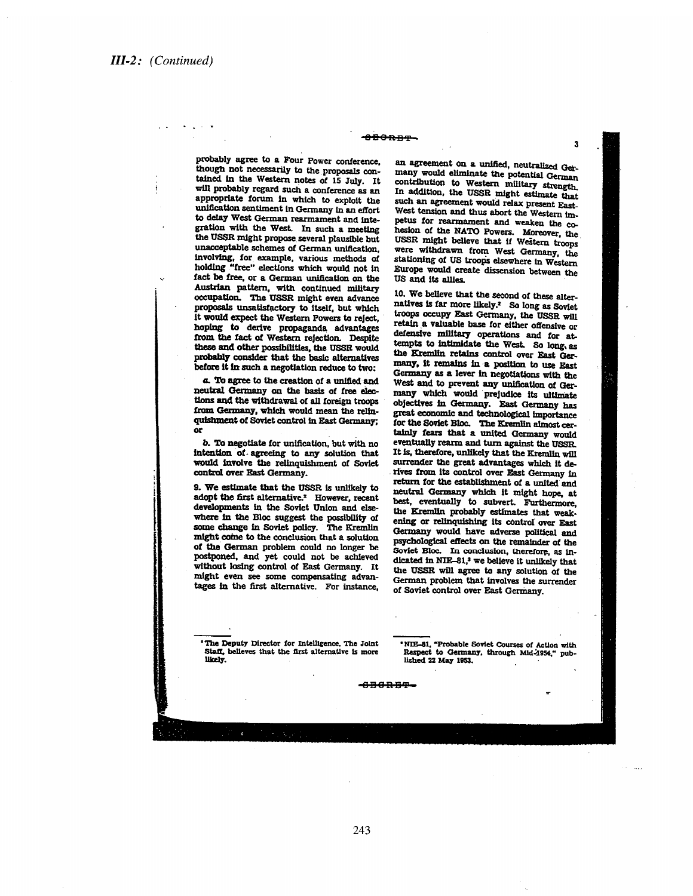*III-2: (Continued)*

~~SECRET~~

probably agree to a Four Power conference, though not necessarily to the proposals contained in the Western notes of 15 July. It will probably regard such a conference as an appropriate forum in which to exploit the unification sentiment in Germany in an effort to delay West German rearmament and integration with the West. In such a meeting the USSR might propose several plausible but unacceptable schemes of German unification, involving, for example, various methods of holding "free" elections which would not in fact be free, or a German unification on the Austrian pattern, with continued military occupation. The USSR might even advance proposals unsatisfactory to itself, but which it would expect the Western Powers to reject, hoping to derive propaganda advantages from the fact of Western rejection. Despite these and other possibilities, the USSR would probably consider that the basic alternatives before it in such a negotiation reduce to two:

*a.* To agree to the creation of a unified and neutral Germany on the basis of free elections and the withdrawal of all foreign troops from Germany, which would mean the relinquishment of Soviet control in East Germany; or

*b.* To negotiate for unification, but with no intention of agreeing to any solution that would involve the relinquishment of Soviet control over East Germany.

9. We estimate that the USSR is unlikely to adopt the first alternative.[2] However, recent developments in the Soviet Union and elsewhere in the Bloc suggest the possibility of some change in Soviet policy. The Kremlin might come to the conclusion that a solution of the German problem could no longer be postponed, and yet could not be achieved without losing control of East Germany. It might even see some compensating advantages in the first alternative. For instance, an agreement on a unified, neutralized Germany would eliminate the potential German contribution to Western military strength. In addition, the USSR might estimate that such an agreement would relax present East-West tension and thus abort the Western impetus for rearmament and weaken the cohesion of the NATO Powers. Moreover, the USSR might believe that if Western troops were withdrawn from West Germany, the stationing of US troops elsewhere in Western Europe would create dissension between the US and its allies.

10. We believe that the second of these alternatives is far more likely.[2] So long as Soviet troops occupy East Germany, the USSR will retain a valuable base for either offensive or defensive military operations and for attempts to intimidate the West. So long as the Kremlin retains control over East Germany, it remains in a position to use East Germany as a lever in negotiations with the West and to prevent any unification of Germany which would prejudice its ultimate objectives in Germany. East Germany has great economic and technological importance for the Soviet Bloc. The Kremlin almost certainly fears that a united Germany would eventually rearm and turn against the USSR. It is, therefore, unlikely that the Kremlin will surrender the great advantages which it derives from its control over East Germany in return for the establishment of a united and neutral Germany which it might hope, at best, eventually to subvert. Furthermore, the Kremlin probably estimates that weakening or relinquishing its control over East Germany would have adverse political and psychological effects on the remainder of the Soviet Bloc. In conclusion, therefore, as indicated in NIE-81,[3] we believe it unlikely that the USSR will agree to any solution of the German problem that involves the surrender of Soviet control over East Germany.

[2] The Deputy Director for Intelligence, The Joint Staff, believes that the first alternative is more likely.

[3] NIE-81, "Probable Soviet Courses of Action with Respect to Germany, through Mid-1954," published 22 May 1953.

~~SECRET~~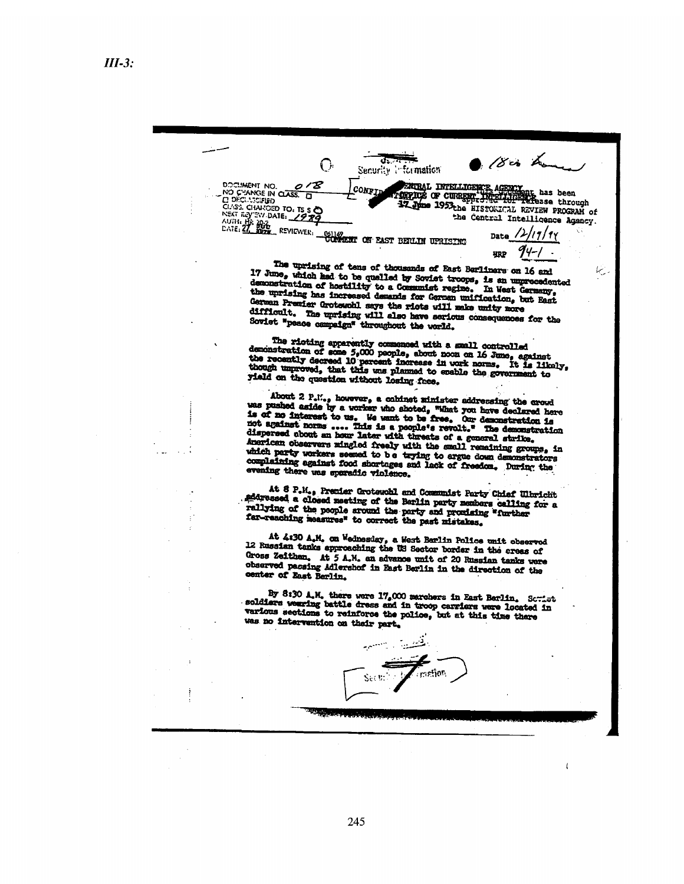*III-3:*

Security Information

DOCUMENT NO. 018
NO CHANGE IN CLASS. ☐
☐ DECLASSIFIED
CLASS. CHANGED TO: TS S C
NEXT REVIEW DATE: 1989
AUTH: HR 70-2
DATE: 27 1979 REVIEWER: 061169

CONFIDENTIAL
CENTRAL INTELLIGENCE AGENCY
OFFICE OF CURRENT INTELLIGENCE
17 June 1953

This document has been approved for release through the HISTORICAL REVIEW PROGRAM of the Central Intelligence Agency.

Date 12/19/94

HRP 94-1

COMMENT ON EAST BERLIN UPRISING

The uprising of tens of thousands of East Berliners on 16 and 17 June, which had to be quelled by Soviet troops, is an unprecedented demonstration of hostility to a Communist regime. In West Germany, the uprising has increased demands for German unification, but East German Premier Grotewohl says the riots will make unity more difficult. The uprising will also have serious consequences for the Soviet "peace campaign" throughout the world.

The rioting apparently commenced with a small controlled demonstration of some 5,000 people, about noon on 16 June, against the recently decreed 10 percent increase in work norms. It is likely, though unproved, that this was planned to enable the government to yield on the question without losing face.

About 2 P.M., however, a cabinet minister addressing the crowd was pushed aside by a worker who shouted, "What you have declared here is of no interest to us. We want to be free. Our demonstration is not against norms .... This is a people's revolt." The demonstration dispersed about an hour later with threats of a general strike. American observers mingled freely with the small remaining groups, in which party workers seemed to be trying to argue down demonstrators complaining against food shortages and lack of freedom. During the evening there was sporadic violence.

At 8 P.M., Premier Grotewohl and Communist Party Chief Ulbricht addressed a closed meeting of the Berlin party members calling for a rallying of the people around the party and promising "further far-reaching measures" to correct the past mistakes.

At 4:30 A.M. on Wednesday, a West Berlin Police unit observed 12 Russian tanks approaching the US Sector border in the areas of Gross Zeithen. At 5 A.M. an advance unit of 20 Russian tanks were observed passing Adlershof in East Berlin in the direction of the center of East Berlin.

By 8:30 A.M. there were 17,000 marchers in East Berlin. Soviet soldiers wearing battle dress and in troop carriers were located in various sections to reinforce the police, but at this time there was no intervention on their part.

Security Information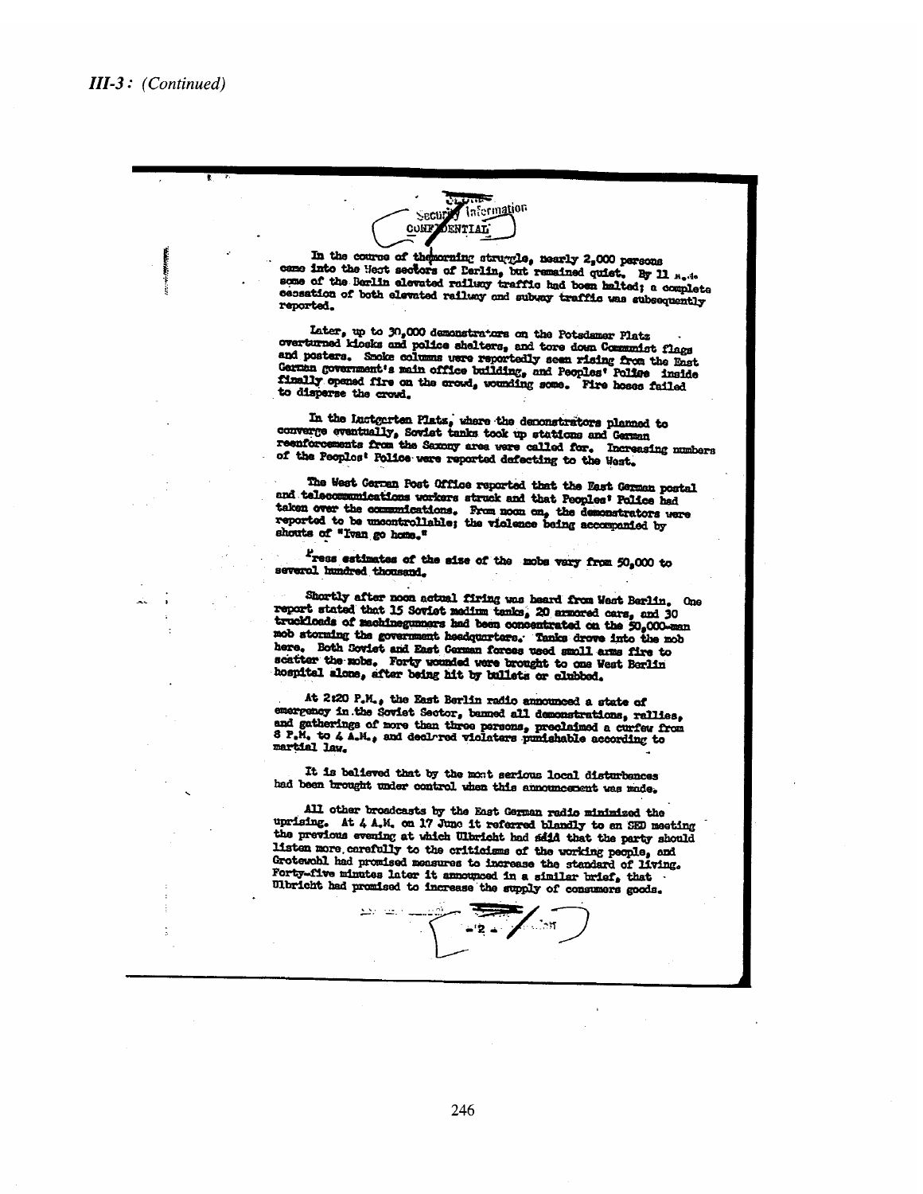*III-3: (Continued)*

Security Information
CONFIDENTIAL

In the course of the morning struggle, nearly 2,000 persons came into the West sectors of Berlin, but remained quiet. By 11 a.m. some of the Berlin elevated railway traffic had been halted; a complete cessation of both elevated railway and subway traffic was subsequently reported.

Later, up to 30,000 demonstrators on the Potsdamer Platz overturned kiosks and police shelters, and tore down Communist flags and posters. Smoke columns were reportedly seen rising from the East German government's main office building, and Peoples' Police inside finally opened fire on the crowd, wounding some. Fire hoses failed to disperse the crowd.

In the Lustgarten Platz, where the demonstrators planned to converge eventually, Soviet tanks took up stations and German reenforcements from the Saxony area were called for. Increasing numbers of the Peoples' Police were reported defecting to the West.

The West German Post Office reported that the East German postal and telecommunications workers struck and that Peoples' Police had taken over the communications. From noon on, the demonstrators were reported to be uncontrollable; the violence being accompanied by shouts of "Ivan go home."

Press estimates of the size of the mobs vary from 50,000 to several hundred thousand.

Shortly after noon actual firing was heard from West Berlin. One report stated that 15 Soviet medium tanks, 20 armored cars, and 30 truckloads of machinegunners had been concentrated on the 50,000-man mob storming the government headquarters. Tanks drove into the mob here. Both Soviet and East German forces used small arms fire to scatter the mobs. Forty wounded were brought to one West Berlin hospital alone, after being hit by bullets or clubbed.

At 2:20 P.M., the East Berlin radio announced a state of emergency in the Soviet Sector, banned all demonstrations, rallies, and gatherings of more than three persons, proclaimed a curfew from 8 P.M. to 4 A.M., and declared violators punishable according to martial law.

It is believed that by the most serious local disturbances had been brought under control when this announcement was made.

All other broadcasts by the East German radio minimized the uprising. At 4 A.M. on 17 June it referred blandly to an SED meeting the previous evening at which Ulbricht had said that the party should listen more carefully to the criticisms of the working people, and Grotewohl had promised measures to increase the standard of living. Forty-five minutes later it announced in a similar brief, that Ulbricht had promised to increase the supply of consumers goods.

- 2 -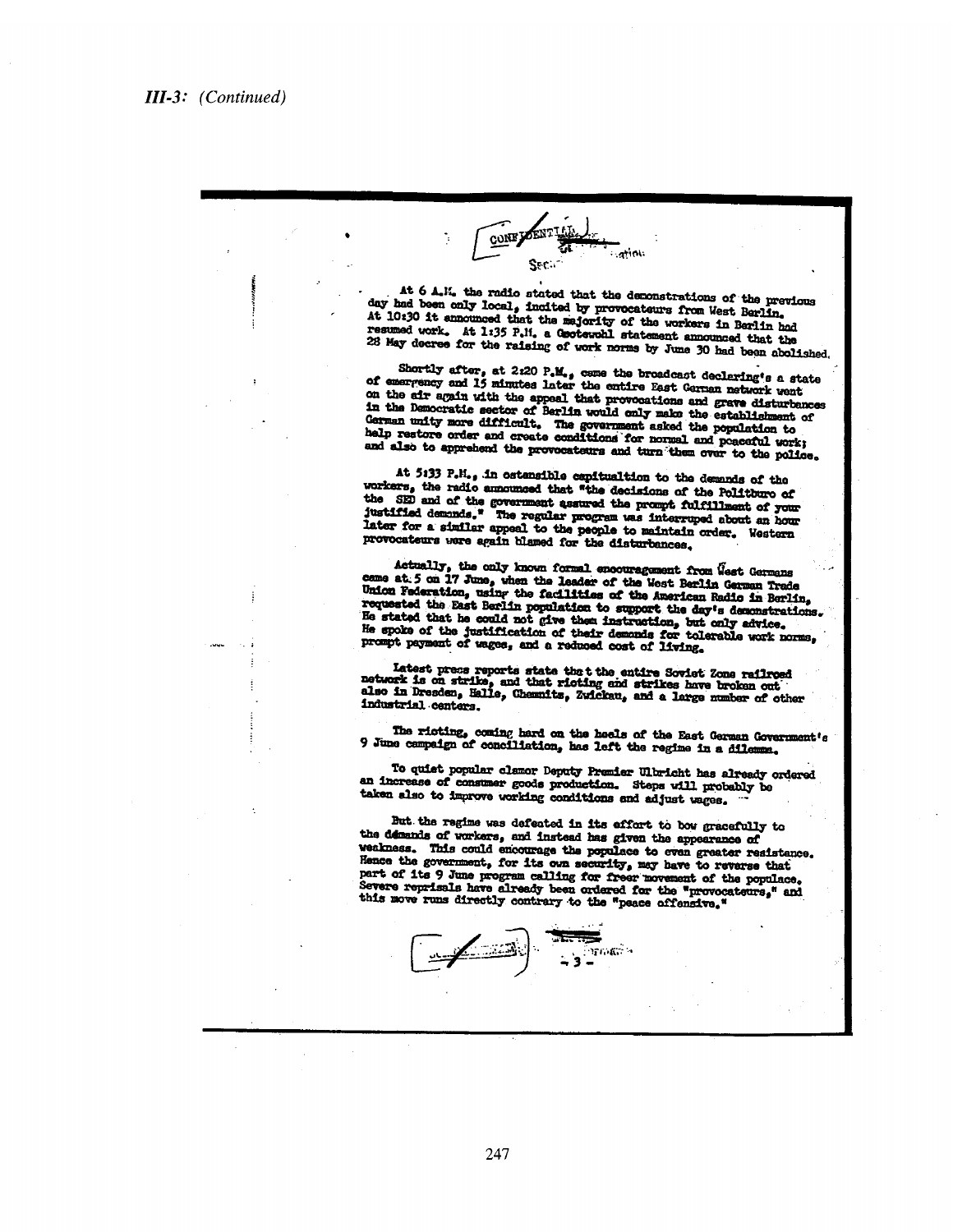*III-3: (Continued)*

CONFIDENTIAL

Security Information

At 6 A.M. the radio stated that the demonstrations of the previous day had been only local, incited by provocateurs from West Berlin. At 10:30 it announced that the majority of the workers in Berlin had resumed work. At 1:35 P.M. a Grotewohl statement announced that the 28 May decree for the raising of work norms by June 30 had been abolished.

Shortly after, at 2:20 P.M., came the broadcast declaring a state of emergency and 15 minutes later the entire East German network went on the air again with the appeal that provocations and grave disturbances in the Democratic sector of Berlin would only make the establishment of German unity more difficult. The government asked the population to help restore order and create conditions for normal and peaceful work; and also to apprehend the provocateurs and turn them over to the police.

At 5:33 P.M., in ostensible capitulation to the demands of the workers, the radio announced that "the decisions of the Politburo of the SED and of the government assured the prompt fulfillment of your justified demands." The regular program was interrupted about an hour later for a similar appeal to the people to maintain order. Western provocateurs were again blamed for the disturbances.

Actually, the only known formal encouragement from West Germans came at 5 on 17 June, when the leader of the West Berlin German Trade Union Federation, using the facilities of the American Radio in Berlin, requested the East Berlin population to support the day's demonstrations. He stated that he could not give them instruction, but only advice. He spoke of the justification of their demands for tolerable work norms, prompt payment of wages, and a reduced cost of living.

Latest press reports state that the entire Soviet Zone railroad network is on strike, and that rioting and strikes have broken out also in Dresden, Halle, Chemnitz, Zwickau, and a large number of other industrial centers.

The rioting, coming hard on the heels of the East German Government's 9 June campaign of conciliation, has left the regime in a dilemma.

To quiet popular clamor Deputy Premier Ulbricht has already ordered an increase of consumer goods production. Steps will probably be taken also to improve working conditions and adjust wages.

But the regime was defeated in its effort to bow gracefully to the demands of workers, and instead has given the appearance of weakness. This could encourage the populace to even greater resistance. Hence the government, for its own security, may have to reverse that part of its 9 June program calling for freer movement of the populace. Severe reprisals have already been ordered for the "provocateurs," and this move runs directly contrary to the "peace offensive."

CONFIDENTIAL

Security Information

\- 3 -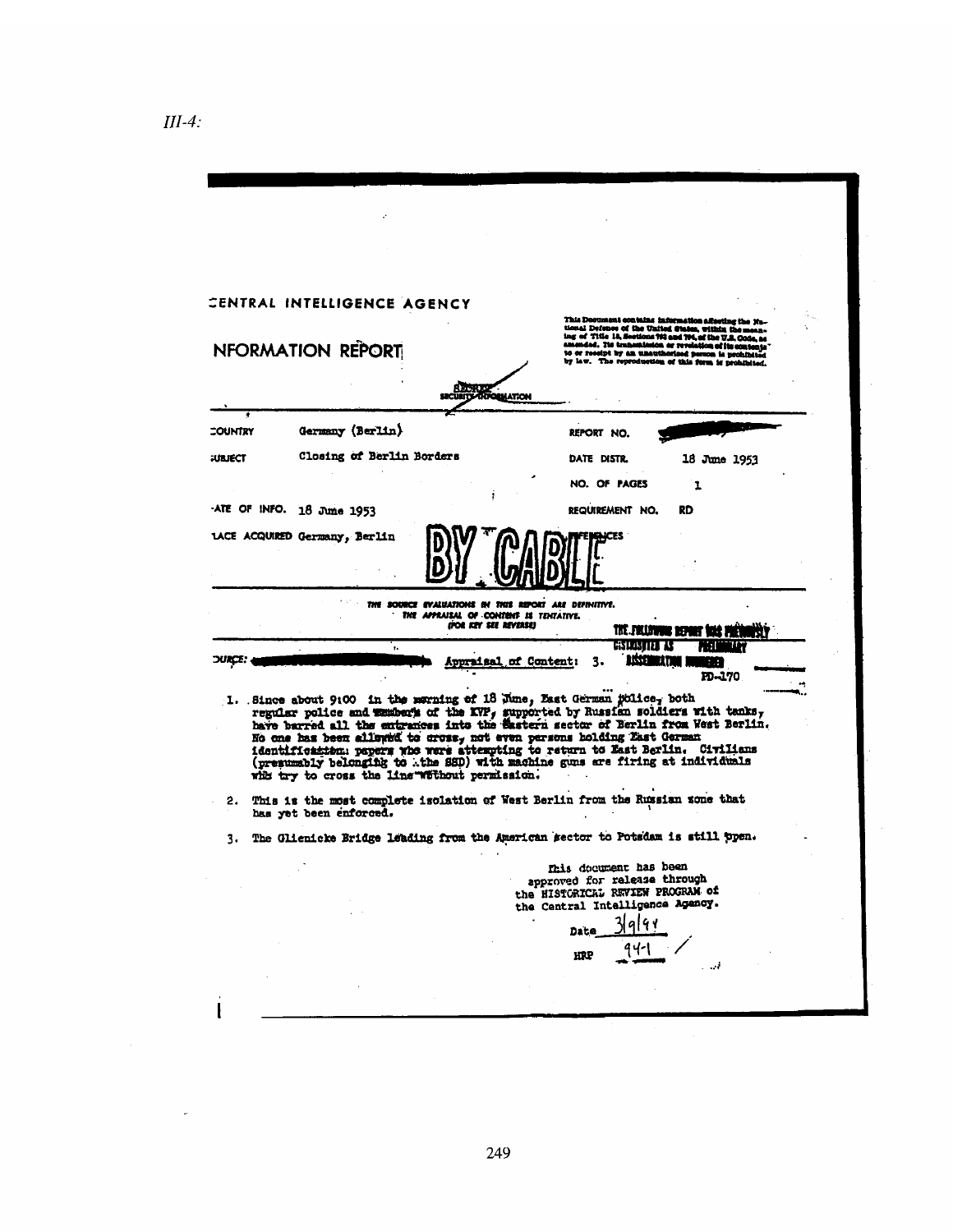*III-4:*

CENTRAL INTELLIGENCE AGENCY

INFORMATION REPORT

This Document contains information affecting the National Defense of the United States, within the meaning of Title 18, Sections 793 and 794, of the U.S. Code, as amended. Its transmission or revelation of its contents to or receipt by an unauthorized person is prohibited by law. The reproduction of this form is prohibited.

SECRET
SECURITY INFORMATION

| | | | |
|---|---|---|---|
| COUNTRY | Germany (Berlin) | REPORT NO. | |
| SUBJECT | Closing of Berlin Borders | DATE DISTR. | 18 June 1953 |
| | | NO. OF PAGES | 1 |
| DATE OF INFO. | 18 June 1953 | REQUIREMENT NO. | RD |
| PLACE ACQUIRED | Germany, Berlin | REFERENCES | |

BY CABLE

THE SOURCE EVALUATIONS IN THIS REPORT ARE DEFINITIVE.
THE APPRAISAL OF CONTENT IS TENTATIVE.
(FOR KEY SEE REVERSE)

THE FOLLOWING REPORT WAS PREVIOUSLY DISTRIBUTED AS PRELIMINARY DISSEMINATION NUMBER PD-170

SOURCE: Appraisal of Content: 3.

1. Since about 9:00 in the morning of 18 June, East German police, both regular police and members of the KVP, supported by Russian soldiers with tanks, have barred all the entrances into the Eastern sector of Berlin from West Berlin. No one has been allowed to cross, not even persons holding East German identification papers who were attempting to return to East Berlin. Civilians (presumably belonging to the SSD) with machine guns are firing at individuals who try to cross the line without permission.

2. This is the most complete isolation of West Berlin from the Russian zone that has yet been enforced.

3. The Glienicke Bridge leading from the American sector to Potsdam is still open.

This document has been approved for release through the HISTORICAL REVIEW PROGRAM of the Central Intelligence Agency.

Date 3/9/94

HRP 94-1